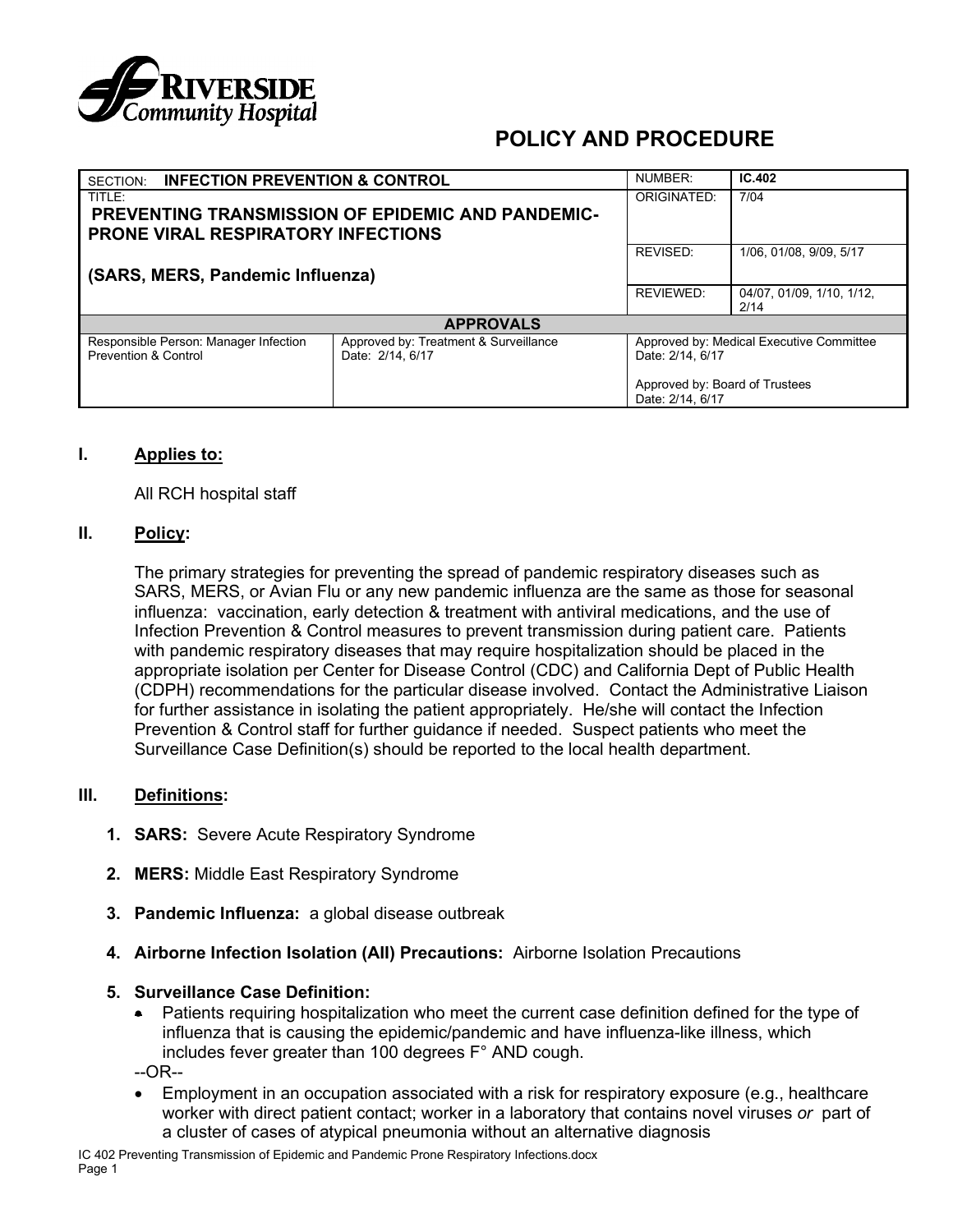Riverside Community Hospital

# POLICY AND PROCEDURE

| SECTION: **INFECTION PREVENTION & CONTROL** | | NUMBER: | **IC.402** |
|---|---|---|---|
| TITLE: **PREVENTING TRANSMISSION OF EPIDEMIC AND PANDEMIC-PRONE VIRAL RESPIRATORY INFECTIONS** **(SARS, MERS, Pandemic Influenza)** | | ORIGINATED: | 7/04 |
| | | REVISED: | 1/06, 01/08, 9/09, 5/17 |
| | | REVIEWED: | 04/07, 01/09, 1/10, 1/12, 2/14 |
| **APPROVALS** | | | |
| Responsible Person: Manager Infection Prevention & Control | Approved by: Treatment & Surveillance Date: 2/14, 6/17 | Approved by: Medical Executive Committee Date: 2/14, 6/17 Approved by: Board of Trustees Date: 2/14, 6/17 | |

## I. Applies to:

All RCH hospital staff

## II. Policy:

The primary strategies for preventing the spread of pandemic respiratory diseases such as SARS, MERS, or Avian Flu or any new pandemic influenza are the same as those for seasonal influenza: vaccination, early detection & treatment with antiviral medications, and the use of Infection Prevention & Control measures to prevent transmission during patient care. Patients with pandemic respiratory diseases that may require hospitalization should be placed in the appropriate isolation per Center for Disease Control (CDC) and California Dept of Public Health (CDPH) recommendations for the particular disease involved. Contact the Administrative Liaison for further assistance in isolating the patient appropriately. He/she will contact the Infection Prevention & Control staff for further guidance if needed. Suspect patients who meet the Surveillance Case Definition(s) should be reported to the local health department.

## III. Definitions:

1. **SARS:** Severe Acute Respiratory Syndrome
2. **MERS:** Middle East Respiratory Syndrome
3. **Pandemic Influenza:** a global disease outbreak
4. **Airborne Infection Isolation (AII) Precautions:** Airborne Isolation Precautions
5. **Surveillance Case Definition:**
   - Patients requiring hospitalization who meet the current case definition defined for the type of influenza that is causing the epidemic/pandemic and have influenza-like illness, which includes fever greater than 100 degrees F° AND cough.

   --OR--

   - Employment in an occupation associated with a risk for respiratory exposure (e.g., healthcare worker with direct patient contact; worker in a laboratory that contains novel viruses *or* part of a cluster of cases of atypical pneumonia without an alternative diagnosis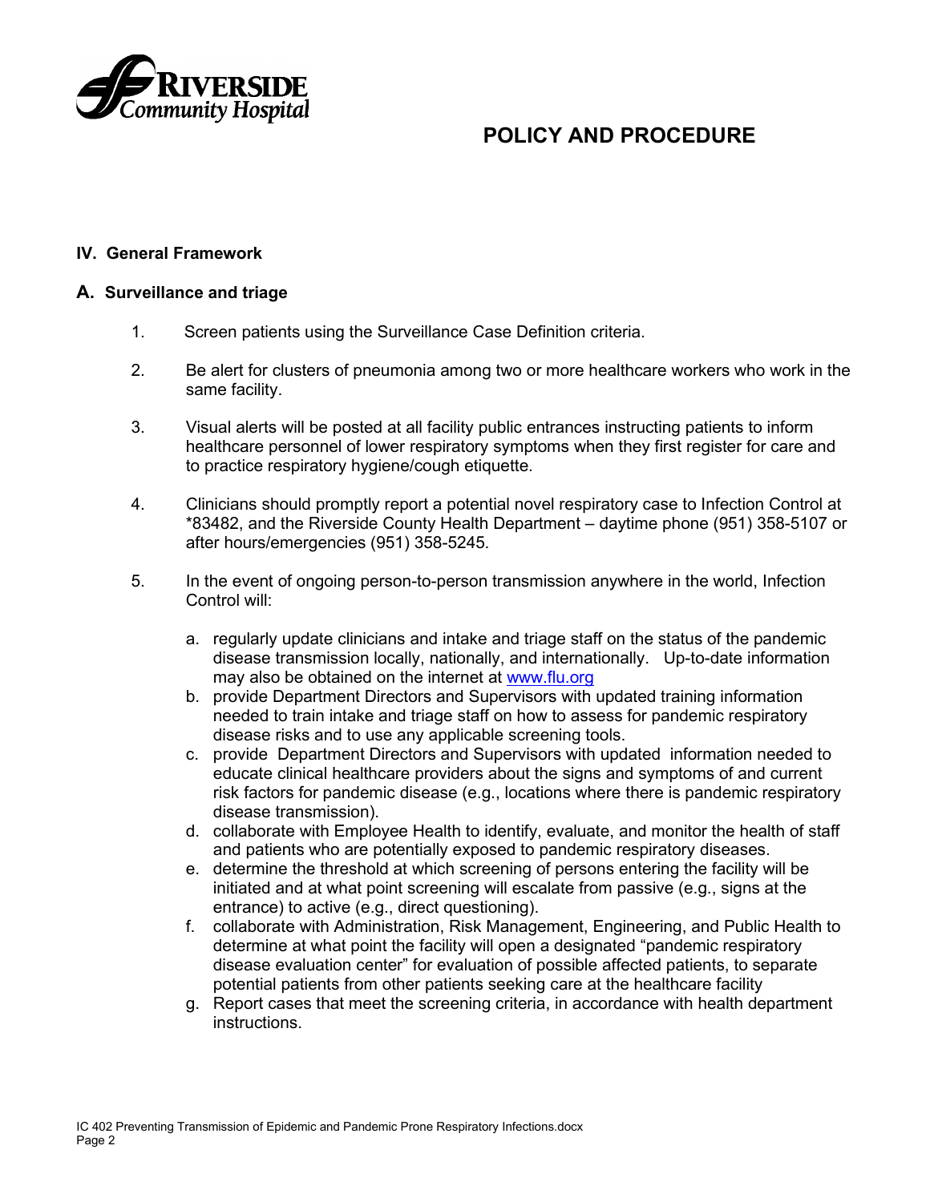# POLICY AND PROCEDURE

## IV. General Framework

### A. Surveillance and triage

1. Screen patients using the Surveillance Case Definition criteria.

2. Be alert for clusters of pneumonia among two or more healthcare workers who work in the same facility.

3. Visual alerts will be posted at all facility public entrances instructing patients to inform healthcare personnel of lower respiratory symptoms when they first register for care and to practice respiratory hygiene/cough etiquette.

4. Clinicians should promptly report a potential novel respiratory case to Infection Control at *83482, and the Riverside County Health Department – daytime phone (951) 358-5107 or after hours/emergencies (951) 358-5245.

5. In the event of ongoing person-to-person transmission anywhere in the world, Infection Control will:

   a. regularly update clinicians and intake and triage staff on the status of the pandemic disease transmission locally, nationally, and internationally. Up-to-date information may also be obtained on the internet at [www.flu.org](www.flu.org)
   b. provide Department Directors and Supervisors with updated training information needed to train intake and triage staff on how to assess for pandemic respiratory disease risks and to use any applicable screening tools.
   c. provide Department Directors and Supervisors with updated information needed to educate clinical healthcare providers about the signs and symptoms of and current risk factors for pandemic disease (e.g., locations where there is pandemic respiratory disease transmission).
   d. collaborate with Employee Health to identify, evaluate, and monitor the health of staff and patients who are potentially exposed to pandemic respiratory diseases.
   e. determine the threshold at which screening of persons entering the facility will be initiated and at what point screening will escalate from passive (e.g., signs at the entrance) to active (e.g., direct questioning).
   f. collaborate with Administration, Risk Management, Engineering, and Public Health to determine at what point the facility will open a designated "pandemic respiratory disease evaluation center" for evaluation of possible affected patients, to separate potential patients from other patients seeking care at the healthcare facility
   g. Report cases that meet the screening criteria, in accordance with health department instructions.

IC 402 Preventing Transmission of Epidemic and Pandemic Prone Respiratory Infections.docx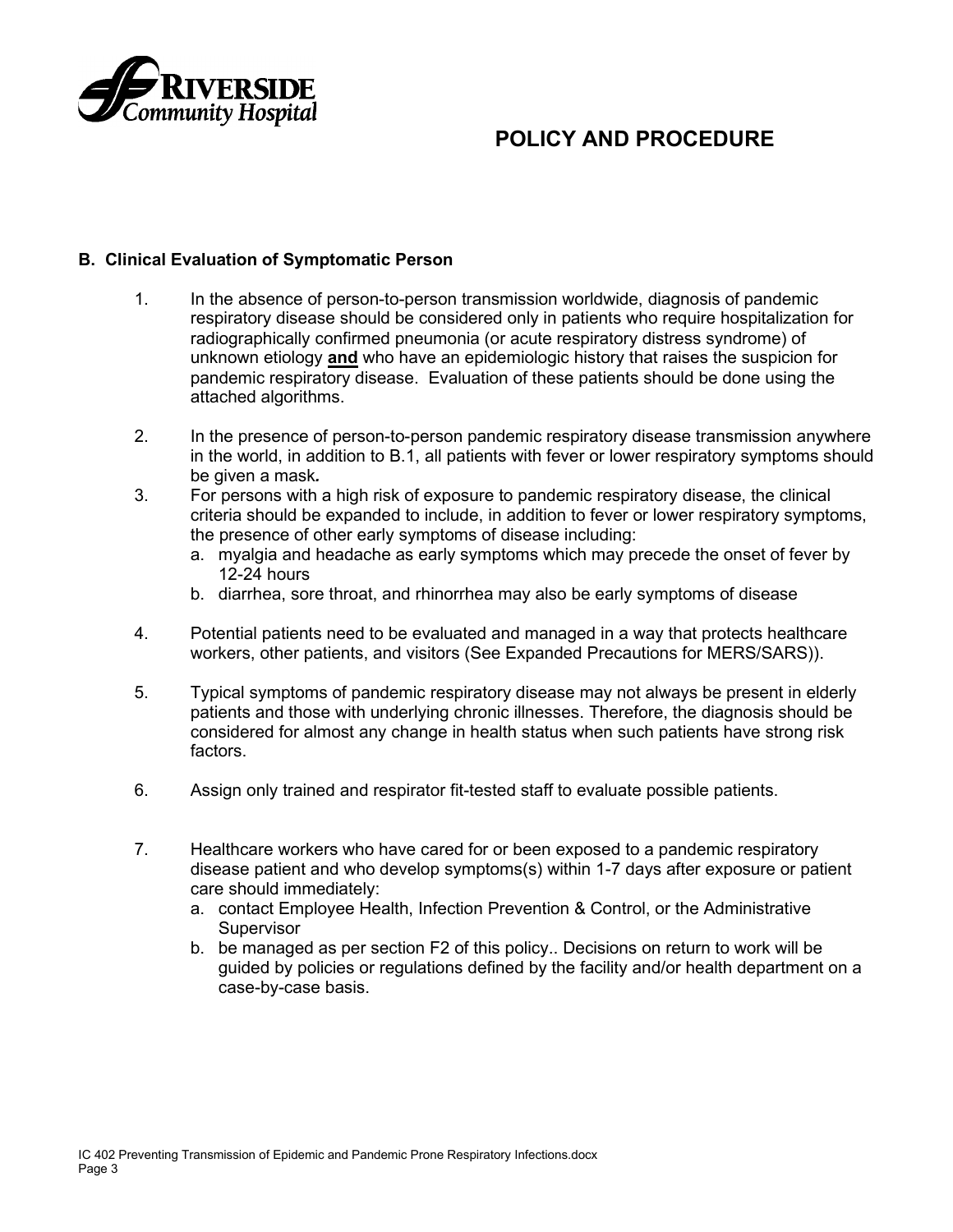# POLICY AND PROCEDURE

### B. Clinical Evaluation of Symptomatic Person

1. In the absence of person-to-person transmission worldwide, diagnosis of pandemic respiratory disease should be considered only in patients who require hospitalization for radiographically confirmed pneumonia (or acute respiratory distress syndrome) of unknown etiology **and** who have an epidemiologic history that raises the suspicion for pandemic respiratory disease. Evaluation of these patients should be done using the attached algorithms.

2. In the presence of person-to-person pandemic respiratory disease transmission anywhere in the world, in addition to B.1, all patients with fever or lower respiratory symptoms should be given a mask*.*

3. For persons with a high risk of exposure to pandemic respiratory disease, the clinical criteria should be expanded to include, in addition to fever or lower respiratory symptoms, the presence of other early symptoms of disease including:
   a. myalgia and headache as early symptoms which may precede the onset of fever by 12-24 hours
   b. diarrhea, sore throat, and rhinorrhea may also be early symptoms of disease

4. Potential patients need to be evaluated and managed in a way that protects healthcare workers, other patients, and visitors (See Expanded Precautions for MERS/SARS)).

5. Typical symptoms of pandemic respiratory disease may not always be present in elderly patients and those with underlying chronic illnesses. Therefore, the diagnosis should be considered for almost any change in health status when such patients have strong risk factors.

6. Assign only trained and respirator fit-tested staff to evaluate possible patients.

7. Healthcare workers who have cared for or been exposed to a pandemic respiratory disease patient and who develop symptoms(s) within 1-7 days after exposure or patient care should immediately:
   a. contact Employee Health, Infection Prevention & Control, or the Administrative Supervisor
   b. be managed as per section F2 of this policy.. Decisions on return to work will be guided by policies or regulations defined by the facility and/or health department on a case-by-case basis.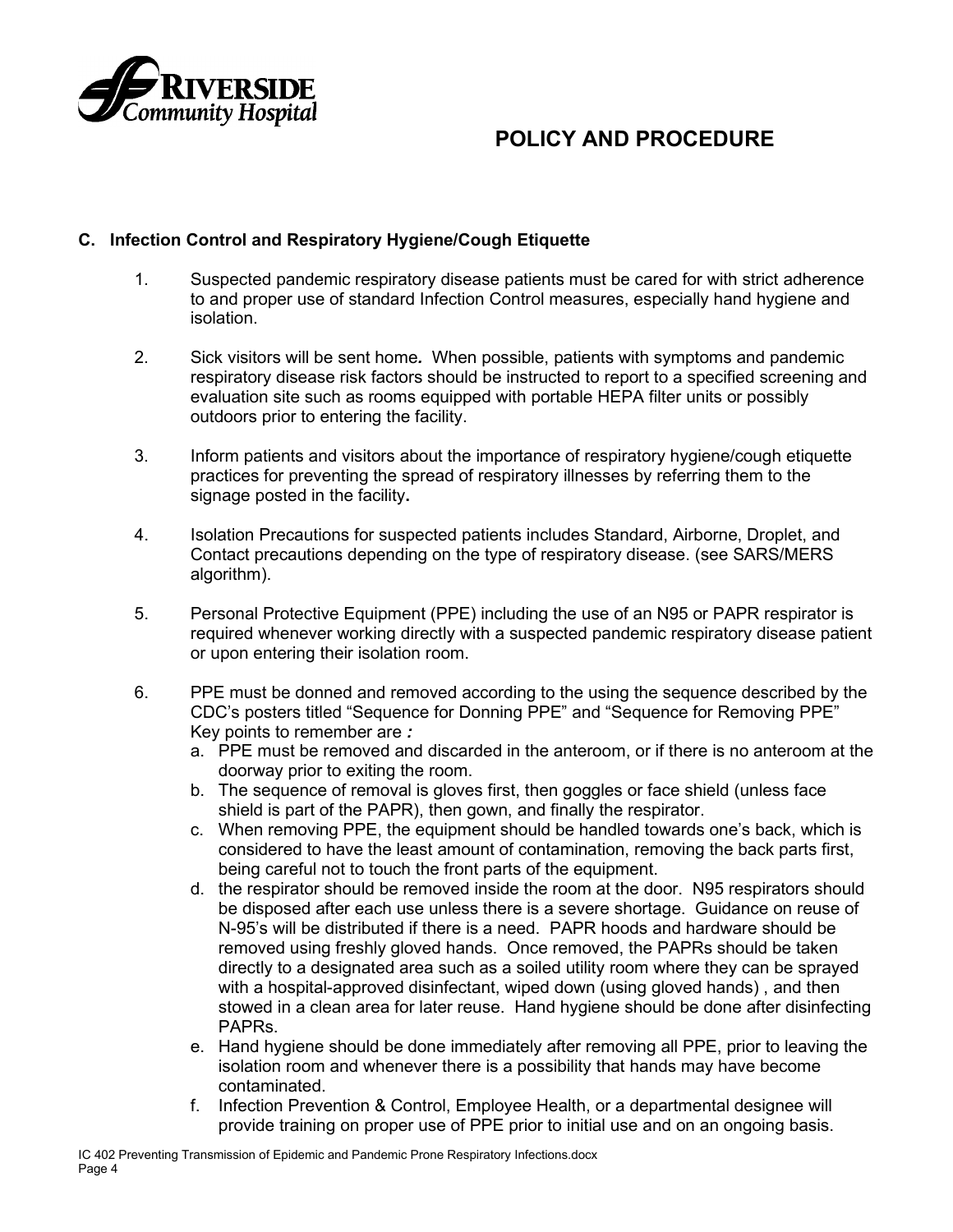## C. Infection Control and Respiratory Hygiene/Cough Etiquette

1. Suspected pandemic respiratory disease patients must be cared for with strict adherence to and proper use of standard Infection Control measures, especially hand hygiene and isolation.

2. Sick visitors will be sent home*.* When possible, patients with symptoms and pandemic respiratory disease risk factors should be instructed to report to a specified screening and evaluation site such as rooms equipped with portable HEPA filter units or possibly outdoors prior to entering the facility.

3. Inform patients and visitors about the importance of respiratory hygiene/cough etiquette practices for preventing the spread of respiratory illnesses by referring them to the signage posted in the facility**.**

4. Isolation Precautions for suspected patients includes Standard, Airborne, Droplet, and Contact precautions depending on the type of respiratory disease. (see SARS/MERS algorithm).

5. Personal Protective Equipment (PPE) including the use of an N95 or PAPR respirator is required whenever working directly with a suspected pandemic respiratory disease patient or upon entering their isolation room.

6. PPE must be donned and removed according to the using the sequence described by the CDC's posters titled "Sequence for Donning PPE" and "Sequence for Removing PPE" Key points to remember are ***:***
   a. PPE must be removed and discarded in the anteroom, or if there is no anteroom at the doorway prior to exiting the room.
   b. The sequence of removal is gloves first, then goggles or face shield (unless face shield is part of the PAPR), then gown, and finally the respirator.
   c. When removing PPE, the equipment should be handled towards one's back, which is considered to have the least amount of contamination, removing the back parts first, being careful not to touch the front parts of the equipment.
   d. the respirator should be removed inside the room at the door. N95 respirators should be disposed after each use unless there is a severe shortage. Guidance on reuse of N-95's will be distributed if there is a need. PAPR hoods and hardware should be removed using freshly gloved hands. Once removed, the PAPRs should be taken directly to a designated area such as a soiled utility room where they can be sprayed with a hospital-approved disinfectant, wiped down (using gloved hands) , and then stowed in a clean area for later reuse. Hand hygiene should be done after disinfecting PAPRs.
   e. Hand hygiene should be done immediately after removing all PPE, prior to leaving the isolation room and whenever there is a possibility that hands may have become contaminated.
   f. Infection Prevention & Control, Employee Health, or a departmental designee will provide training on proper use of PPE prior to initial use and on an ongoing basis.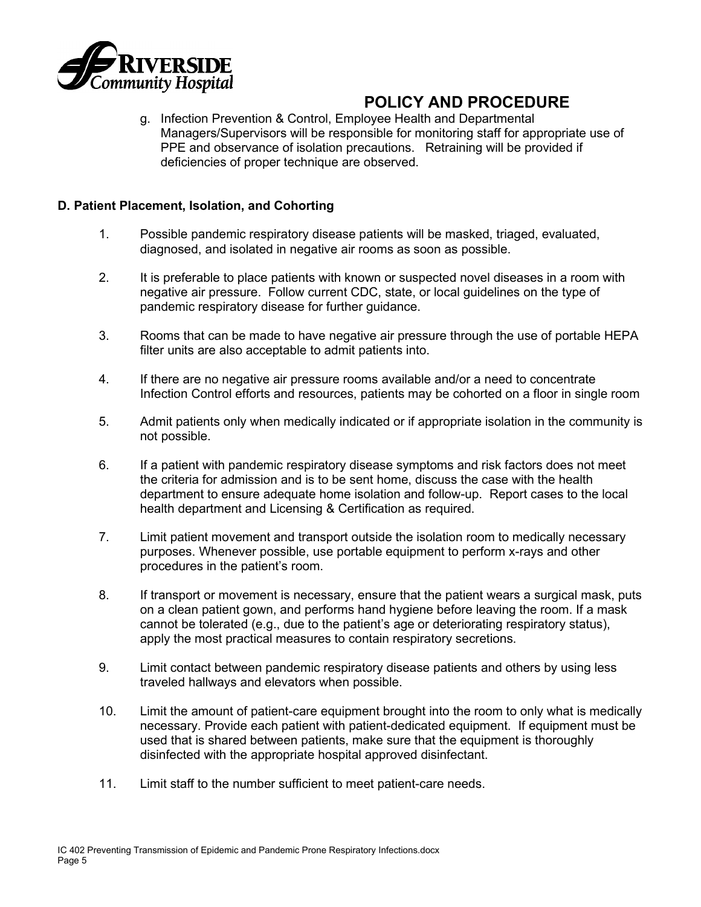g. Infection Prevention & Control, Employee Health and Departmental Managers/Supervisors will be responsible for monitoring staff for appropriate use of PPE and observance of isolation precautions. Retraining will be provided if deficiencies of proper technique are observed.

**D. Patient Placement, Isolation, and Cohorting**

1. Possible pandemic respiratory disease patients will be masked, triaged, evaluated, diagnosed, and isolated in negative air rooms as soon as possible.

2. It is preferable to place patients with known or suspected novel diseases in a room with negative air pressure. Follow current CDC, state, or local guidelines on the type of pandemic respiratory disease for further guidance.

3. Rooms that can be made to have negative air pressure through the use of portable HEPA filter units are also acceptable to admit patients into.

4. If there are no negative air pressure rooms available and/or a need to concentrate Infection Control efforts and resources, patients may be cohorted on a floor in single room

5. Admit patients only when medically indicated or if appropriate isolation in the community is not possible.

6. If a patient with pandemic respiratory disease symptoms and risk factors does not meet the criteria for admission and is to be sent home, discuss the case with the health department to ensure adequate home isolation and follow-up. Report cases to the local health department and Licensing & Certification as required.

7. Limit patient movement and transport outside the isolation room to medically necessary purposes. Whenever possible, use portable equipment to perform x-rays and other procedures in the patient's room.

8. If transport or movement is necessary, ensure that the patient wears a surgical mask, puts on a clean patient gown, and performs hand hygiene before leaving the room. If a mask cannot be tolerated (e.g., due to the patient's age or deteriorating respiratory status), apply the most practical measures to contain respiratory secretions.

9. Limit contact between pandemic respiratory disease patients and others by using less traveled hallways and elevators when possible.

10. Limit the amount of patient-care equipment brought into the room to only what is medically necessary. Provide each patient with patient-dedicated equipment. If equipment must be used that is shared between patients, make sure that the equipment is thoroughly disinfected with the appropriate hospital approved disinfectant.

11. Limit staff to the number sufficient to meet patient-care needs.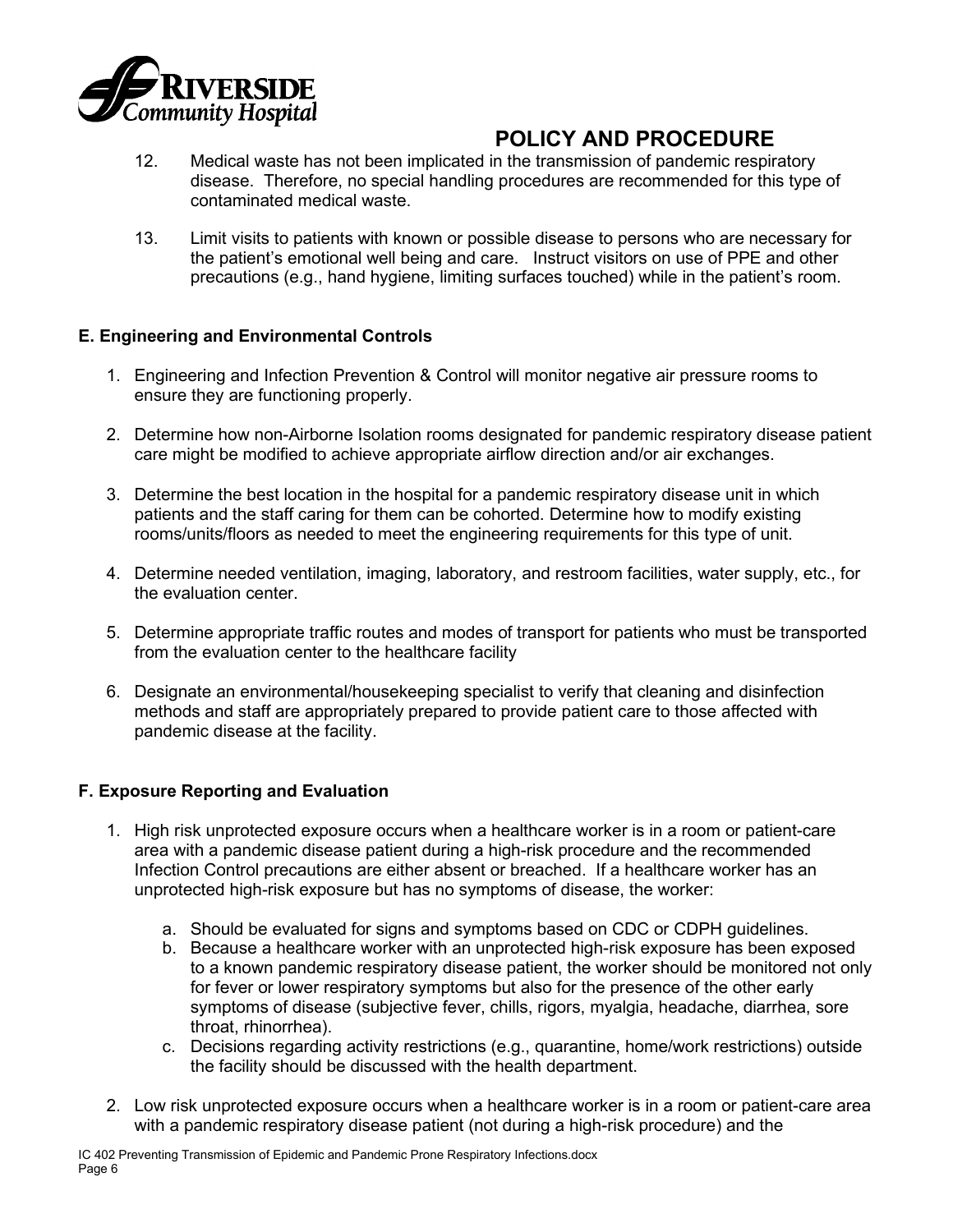12. Medical waste has not been implicated in the transmission of pandemic respiratory disease. Therefore, no special handling procedures are recommended for this type of contaminated medical waste.

13. Limit visits to patients with known or possible disease to persons who are necessary for the patient's emotional well being and care. Instruct visitors on use of PPE and other precautions (e.g., hand hygiene, limiting surfaces touched) while in the patient's room.

### E. Engineering and Environmental Controls

1. Engineering and Infection Prevention & Control will monitor negative air pressure rooms to ensure they are functioning properly.
2. Determine how non-Airborne Isolation rooms designated for pandemic respiratory disease patient care might be modified to achieve appropriate airflow direction and/or air exchanges.
3. Determine the best location in the hospital for a pandemic respiratory disease unit in which patients and the staff caring for them can be cohorted. Determine how to modify existing rooms/units/floors as needed to meet the engineering requirements for this type of unit.
4. Determine needed ventilation, imaging, laboratory, and restroom facilities, water supply, etc., for the evaluation center.
5. Determine appropriate traffic routes and modes of transport for patients who must be transported from the evaluation center to the healthcare facility
6. Designate an environmental/housekeeping specialist to verify that cleaning and disinfection methods and staff are appropriately prepared to provide patient care to those affected with pandemic disease at the facility.

### F. Exposure Reporting and Evaluation

1. High risk unprotected exposure occurs when a healthcare worker is in a room or patient-care area with a pandemic disease patient during a high-risk procedure and the recommended Infection Control precautions are either absent or breached. If a healthcare worker has an unprotected high-risk exposure but has no symptoms of disease, the worker:
   a. Should be evaluated for signs and symptoms based on CDC or CDPH guidelines.
   b. Because a healthcare worker with an unprotected high-risk exposure has been exposed to a known pandemic respiratory disease patient, the worker should be monitored not only for fever or lower respiratory symptoms but also for the presence of the other early symptoms of disease (subjective fever, chills, rigors, myalgia, headache, diarrhea, sore throat, rhinorrhea).
   c. Decisions regarding activity restrictions (e.g., quarantine, home/work restrictions) outside the facility should be discussed with the health department.
2. Low risk unprotected exposure occurs when a healthcare worker is in a room or patient-care area with a pandemic respiratory disease patient (not during a high-risk procedure) and the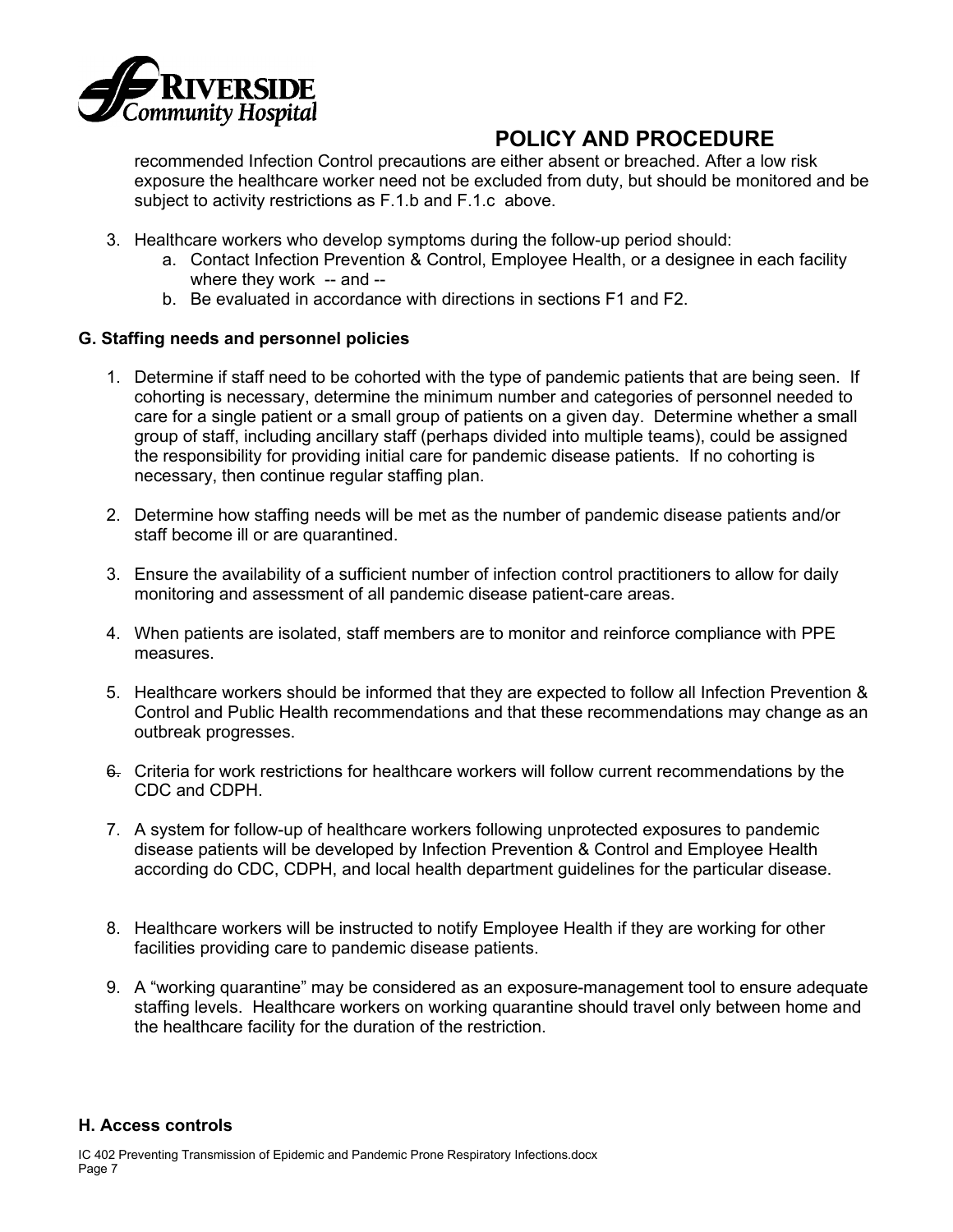recommended Infection Control precautions are either absent or breached. After a low risk exposure the healthcare worker need not be excluded from duty, but should be monitored and be subject to activity restrictions as F.1.b and F.1.c above.

3. Healthcare workers who develop symptoms during the follow-up period should:
   a. Contact Infection Prevention & Control, Employee Health, or a designee in each facility where they work -- and --
   b. Be evaluated in accordance with directions in sections F1 and F2.

**G. Staffing needs and personnel policies**

1. Determine if staff need to be cohorted with the type of pandemic patients that are being seen. If cohorting is necessary, determine the minimum number and categories of personnel needed to care for a single patient or a small group of patients on a given day. Determine whether a small group of staff, including ancillary staff (perhaps divided into multiple teams), could be assigned the responsibility for providing initial care for pandemic disease patients. If no cohorting is necessary, then continue regular staffing plan.

2. Determine how staffing needs will be met as the number of pandemic disease patients and/or staff become ill or are quarantined.

3. Ensure the availability of a sufficient number of infection control practitioners to allow for daily monitoring and assessment of all pandemic disease patient-care areas.

4. When patients are isolated, staff members are to monitor and reinforce compliance with PPE measures.

5. Healthcare workers should be informed that they are expected to follow all Infection Prevention & Control and Public Health recommendations and that these recommendations may change as an outbreak progresses.

6. Criteria for work restrictions for healthcare workers will follow current recommendations by the CDC and CDPH.

7. A system for follow-up of healthcare workers following unprotected exposures to pandemic disease patients will be developed by Infection Prevention & Control and Employee Health according do CDC, CDPH, and local health department guidelines for the particular disease.

8. Healthcare workers will be instructed to notify Employee Health if they are working for other facilities providing care to pandemic disease patients.

9. A "working quarantine" may be considered as an exposure-management tool to ensure adequate staffing levels. Healthcare workers on working quarantine should travel only between home and the healthcare facility for the duration of the restriction.

**H. Access controls**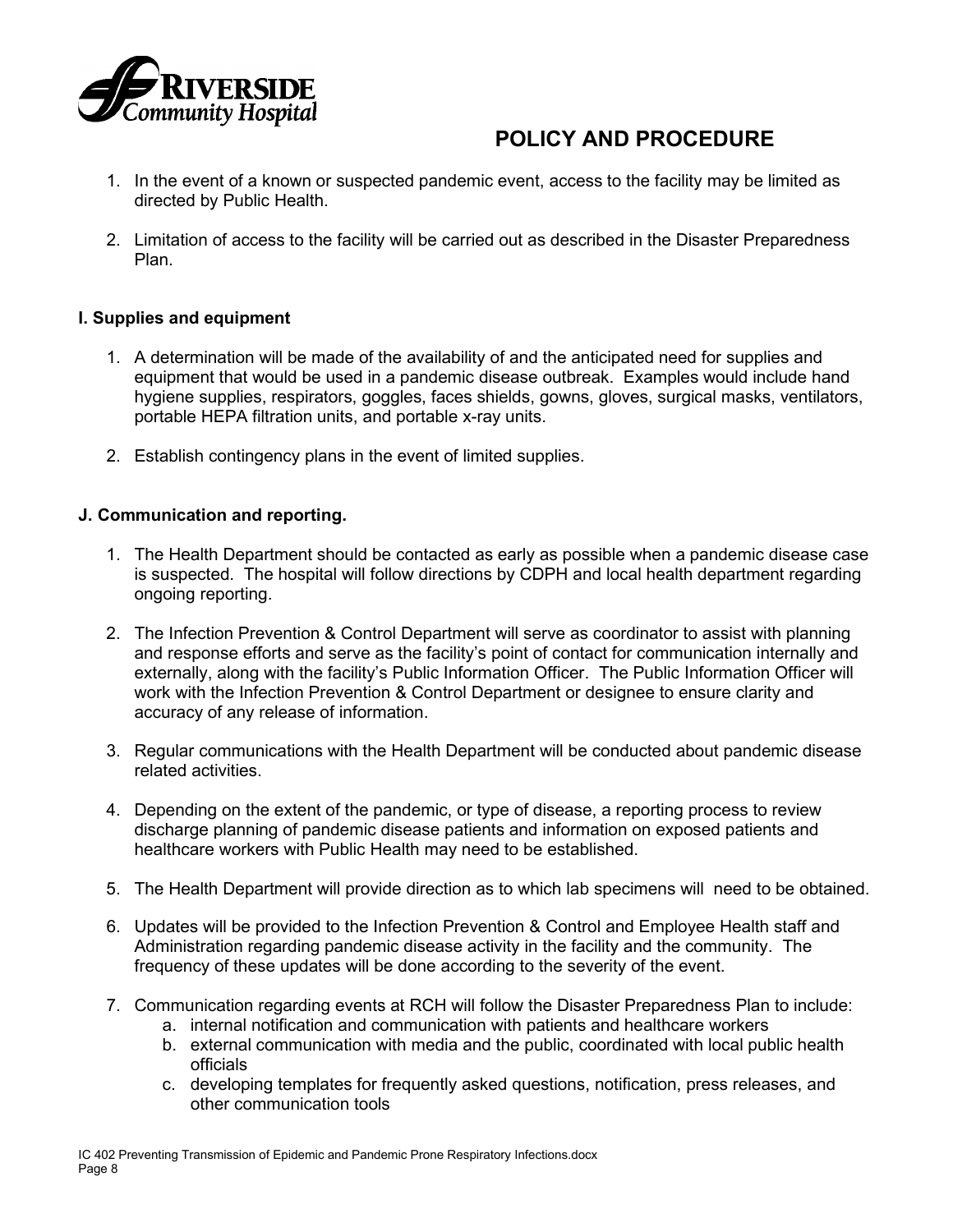# POLICY AND PROCEDURE

1. In the event of a known or suspected pandemic event, access to the facility may be limited as directed by Public Health.

2. Limitation of access to the facility will be carried out as described in the Disaster Preparedness Plan.

**I. Supplies and equipment**

1. A determination will be made of the availability of and the anticipated need for supplies and equipment that would be used in a pandemic disease outbreak. Examples would include hand hygiene supplies, respirators, goggles, faces shields, gowns, gloves, surgical masks, ventilators, portable HEPA filtration units, and portable x-ray units.

2. Establish contingency plans in the event of limited supplies.

**J. Communication and reporting.**

1. The Health Department should be contacted as early as possible when a pandemic disease case is suspected. The hospital will follow directions by CDPH and local health department regarding ongoing reporting.

2. The Infection Prevention & Control Department will serve as coordinator to assist with planning and response efforts and serve as the facility's point of contact for communication internally and externally, along with the facility's Public Information Officer. The Public Information Officer will work with the Infection Prevention & Control Department or designee to ensure clarity and accuracy of any release of information.

3. Regular communications with the Health Department will be conducted about pandemic disease related activities.

4. Depending on the extent of the pandemic, or type of disease, a reporting process to review discharge planning of pandemic disease patients and information on exposed patients and healthcare workers with Public Health may need to be established.

5. The Health Department will provide direction as to which lab specimens will need to be obtained.

6. Updates will be provided to the Infection Prevention & Control and Employee Health staff and Administration regarding pandemic disease activity in the facility and the community. The frequency of these updates will be done according to the severity of the event.

7. Communication regarding events at RCH will follow the Disaster Preparedness Plan to include:
   a. internal notification and communication with patients and healthcare workers
   b. external communication with media and the public, coordinated with local public health officials
   c. developing templates for frequently asked questions, notification, press releases, and other communication tools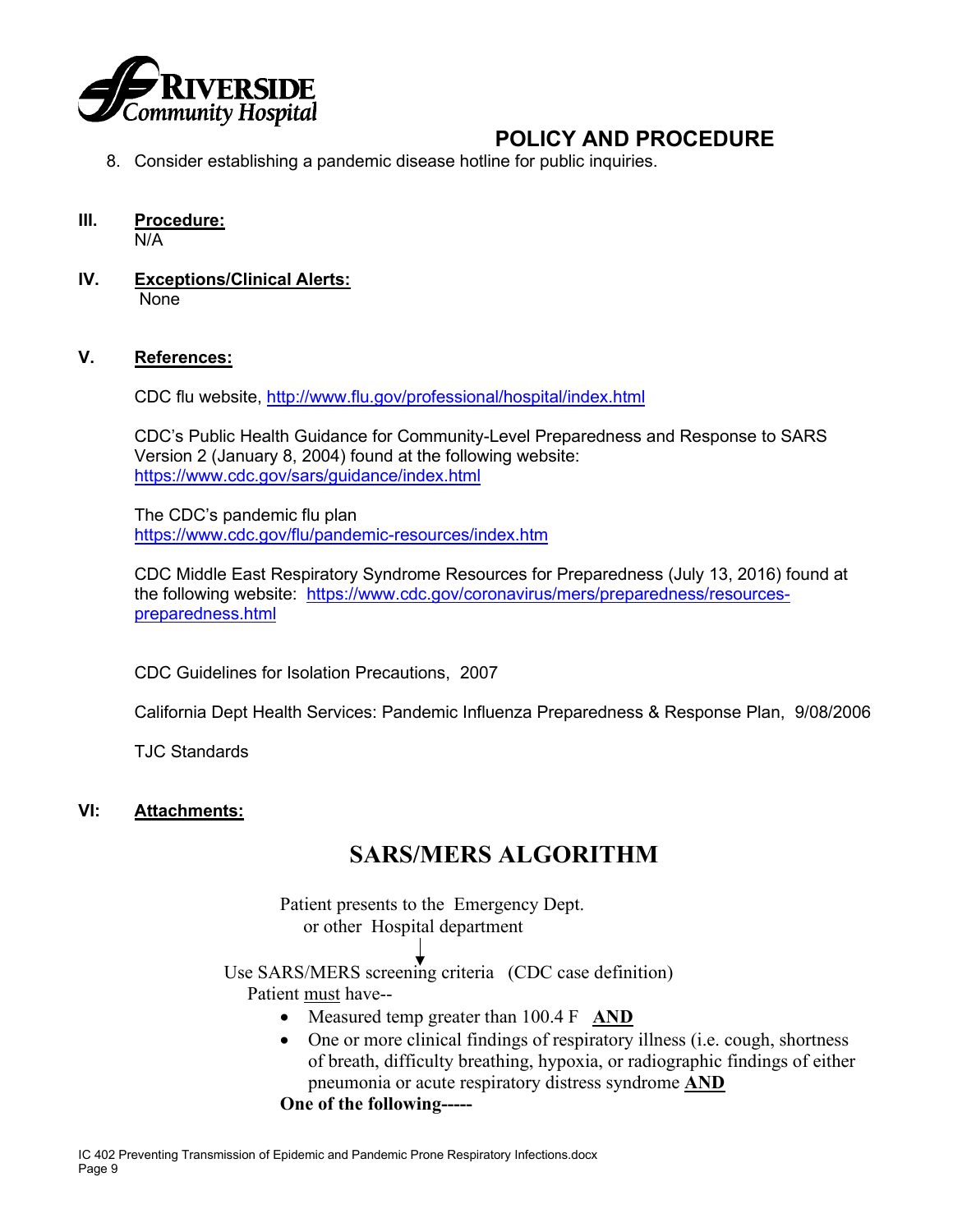8. Consider establishing a pandemic disease hotline for public inquiries.

## III. Procedure:

N/A

## IV. Exceptions/Clinical Alerts:

None

## V. References:

CDC flu website, http://www.flu.gov/professional/hospital/index.html

CDC's Public Health Guidance for Community-Level Preparedness and Response to SARS Version 2 (January 8, 2004) found at the following website: https://www.cdc.gov/sars/guidance/index.html

The CDC's pandemic flu plan https://www.cdc.gov/flu/pandemic-resources/index.htm

CDC Middle East Respiratory Syndrome Resources for Preparedness (July 13, 2016) found at the following website: https://www.cdc.gov/coronavirus/mers/preparedness/resources-preparedness.html

CDC Guidelines for Isolation Precautions, 2007

California Dept Health Services: Pandemic Influenza Preparedness & Response Plan, 9/08/2006

TJC Standards

## VI: Attachments:

# SARS/MERS ALGORITHM

Patient presents to the Emergency Dept. or other Hospital department

↓

Use SARS/MERS screening criteria (CDC case definition)

Patient must have--

- Measured temp greater than 100.4 F **AND**
- One or more clinical findings of respiratory illness (i.e. cough, shortness of breath, difficulty breathing, hypoxia, or radiographic findings of either pneumonia or acute respiratory distress syndrome **AND**

**One of the following-----**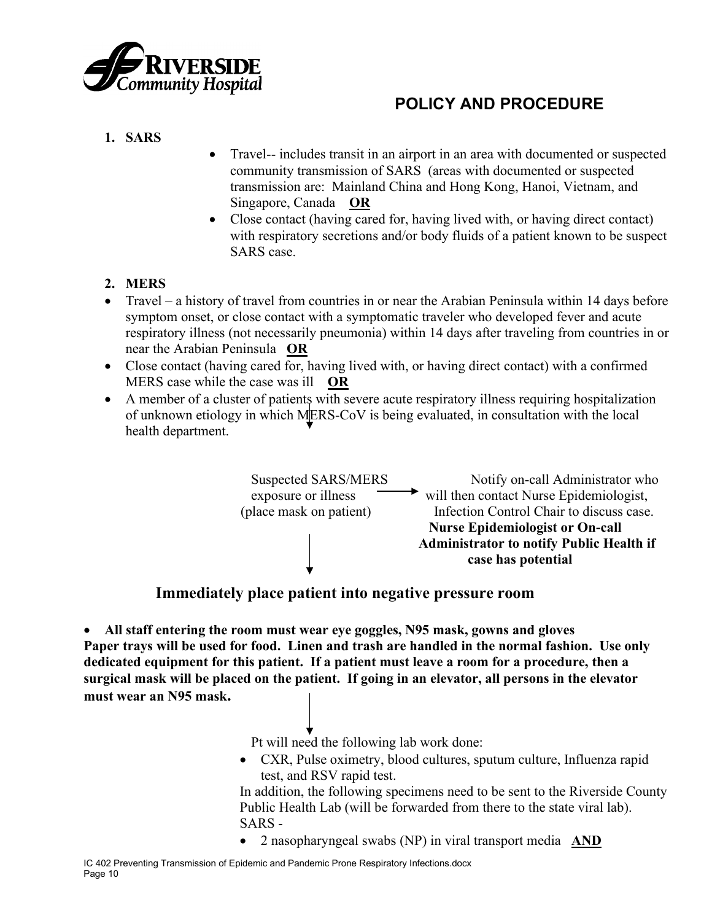**POLICY AND PROCEDURE**

1. **SARS**
   - Travel-- includes transit in an airport in an area with documented or suspected community transmission of SARS (areas with documented or suspected transmission are: Mainland China and Hong Kong, Hanoi, Vietnam, and Singapore, Canada **OR**
   - Close contact (having cared for, having lived with, or having direct contact) with respiratory secretions and/or body fluids of a patient known to be suspect SARS case.

2. **MERS**
   - Travel – a history of travel from countries in or near the Arabian Peninsula within 14 days before symptom onset, or close contact with a symptomatic traveler who developed fever and acute respiratory illness (not necessarily pneumonia) within 14 days after traveling from countries in or near the Arabian Peninsula **OR**
   - Close contact (having cared for, having lived with, or having direct contact) with a confirmed MERS case while the case was ill **OR**
   - A member of a cluster of patients with severe acute respiratory illness requiring hospitalization of unknown etiology in which MERS-CoV is being evaluated, in consultation with the local health department.

Suspected SARS/MERS exposure or illness (place mask on patient) → Notify on-call Administrator who will then contact Nurse Epidemiologist, Infection Control Chair to discuss case. **Nurse Epidemiologist or On-call Administrator to notify Public Health if case has potential**

↓

**Immediately place patient into negative pressure room**

- **All staff entering the room must wear eye goggles, N95 mask, gowns and gloves**

**Paper trays will be used for food. Linen and trash are handled in the normal fashion. Use only dedicated equipment for this patient. If a patient must leave a room for a procedure, then a surgical mask will be placed on the patient. If going in an elevator, all persons in the elevator must wear an N95 mask.**

↓

Pt will need the following lab work done:

- CXR, Pulse oximetry, blood cultures, sputum culture, Influenza rapid test, and RSV rapid test.

In addition, the following specimens need to be sent to the Riverside County Public Health Lab (will be forwarded from there to the state viral lab).

SARS -

- 2 nasopharyngeal swabs (NP) in viral transport media **AND**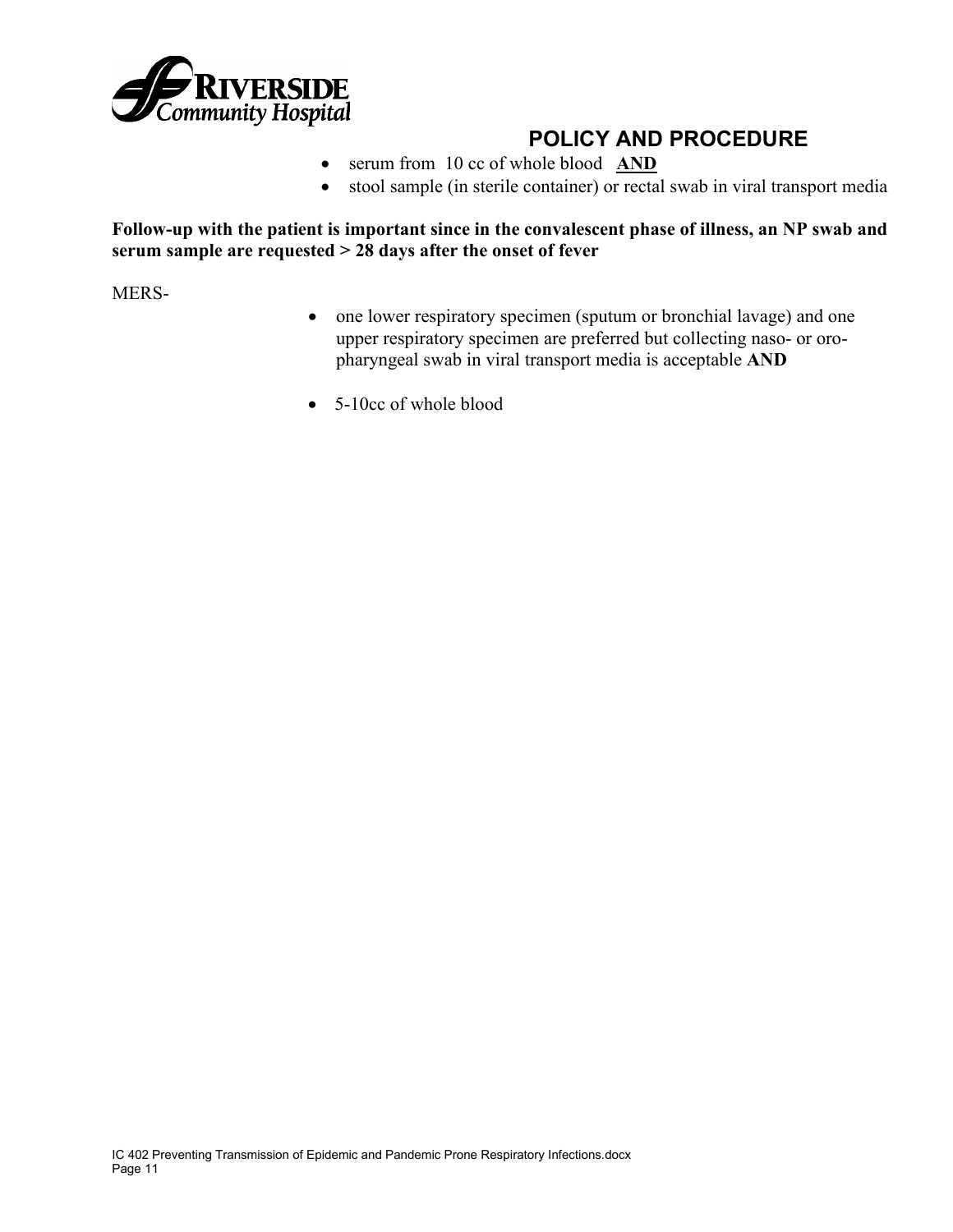- serum from 10 cc of whole blood **AND**
- stool sample (in sterile container) or rectal swab in viral transport media

**Follow-up with the patient is important since in the convalescent phase of illness, an NP swab and serum sample are requested > 28 days after the onset of fever**

MERS-

- one lower respiratory specimen (sputum or bronchial lavage) and one upper respiratory specimen are preferred but collecting naso- or oro-pharyngeal swab in viral transport media is acceptable **AND**
- 5-10cc of whole blood